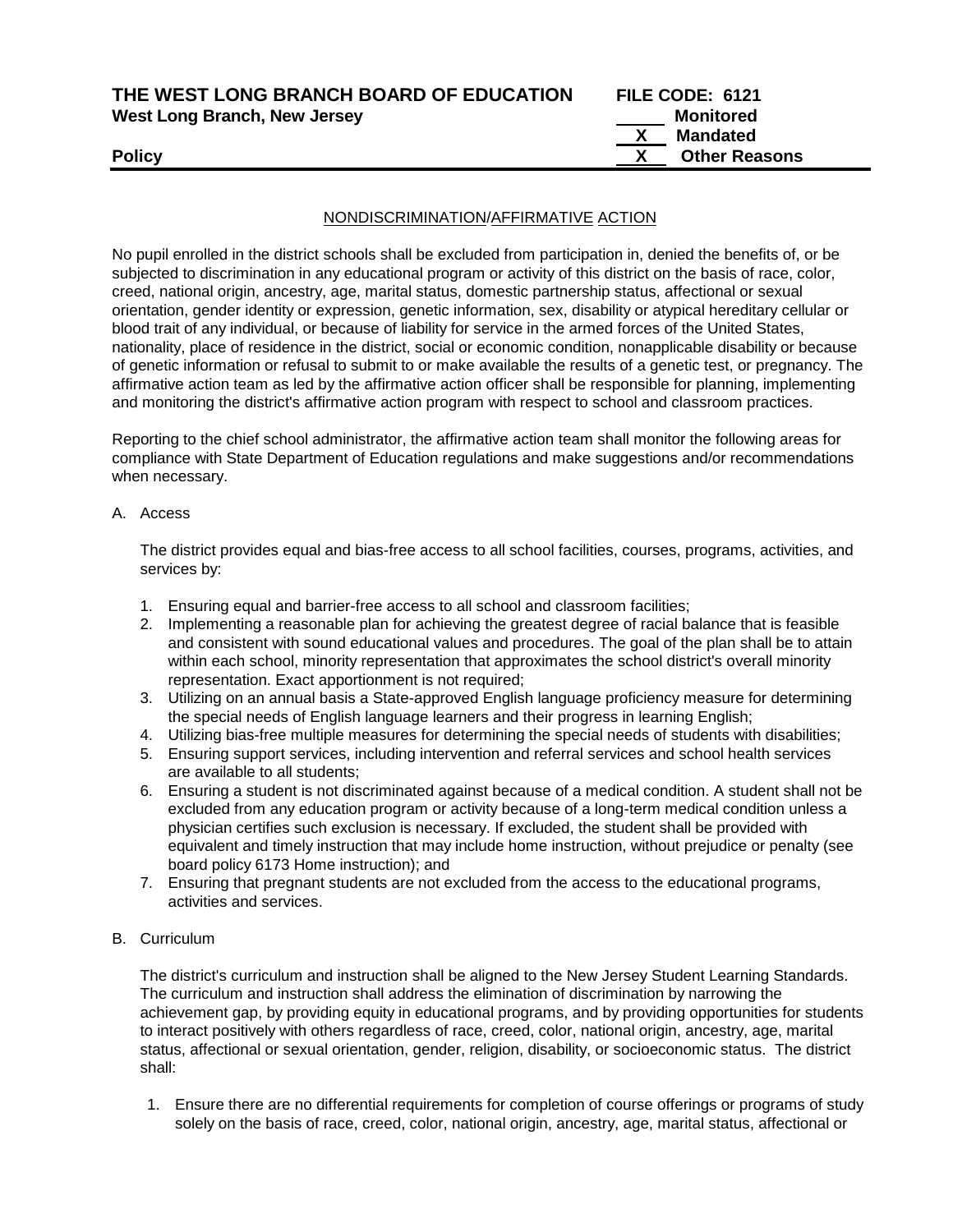**THE WEST LONG BRANCH BOARD OF EDUCATION** **FILE CODE: 6121**
**West Long Branch, New Jersey**

| | |
|---|---|
| ____ | **Monitored** |
| **X** | **Mandated** |
| **X** | **Other Reasons** |

**Policy**

## NONDISCRIMINATION/AFFIRMATIVE ACTION

No pupil enrolled in the district schools shall be excluded from participation in, denied the benefits of, or be subjected to discrimination in any educational program or activity of this district on the basis of race, color, creed, national origin, ancestry, age, marital status, domestic partnership status, affectional or sexual orientation, gender identity or expression, genetic information, sex, disability or atypical hereditary cellular or blood trait of any individual, or because of liability for service in the armed forces of the United States, nationality, place of residence in the district, social or economic condition, nonapplicable disability or because of genetic information or refusal to submit to or make available the results of a genetic test, or pregnancy. The affirmative action team as led by the affirmative action officer shall be responsible for planning, implementing and monitoring the district's affirmative action program with respect to school and classroom practices.

Reporting to the chief school administrator, the affirmative action team shall monitor the following areas for compliance with State Department of Education regulations and make suggestions and/or recommendations when necessary.

A. Access

The district provides equal and bias-free access to all school facilities, courses, programs, activities, and services by:

1. Ensuring equal and barrier-free access to all school and classroom facilities;
2. Implementing a reasonable plan for achieving the greatest degree of racial balance that is feasible and consistent with sound educational values and procedures. The goal of the plan shall be to attain within each school, minority representation that approximates the school district's overall minority representation. Exact apportionment is not required;
3. Utilizing on an annual basis a State-approved English language proficiency measure for determining the special needs of English language learners and their progress in learning English;
4. Utilizing bias-free multiple measures for determining the special needs of students with disabilities;
5. Ensuring support services, including intervention and referral services and school health services are available to all students;
6. Ensuring a student is not discriminated against because of a medical condition. A student shall not be excluded from any education program or activity because of a long-term medical condition unless a physician certifies such exclusion is necessary. If excluded, the student shall be provided with equivalent and timely instruction that may include home instruction, without prejudice or penalty (see board policy 6173 Home instruction); and
7. Ensuring that pregnant students are not excluded from the access to the educational programs, activities and services.

B. Curriculum

The district's curriculum and instruction shall be aligned to the New Jersey Student Learning Standards. The curriculum and instruction shall address the elimination of discrimination by narrowing the achievement gap, by providing equity in educational programs, and by providing opportunities for students to interact positively with others regardless of race, creed, color, national origin, ancestry, age, marital status, affectional or sexual orientation, gender, religion, disability, or socioeconomic status. The district shall:

1. Ensure there are no differential requirements for completion of course offerings or programs of study solely on the basis of race, creed, color, national origin, ancestry, age, marital status, affectional or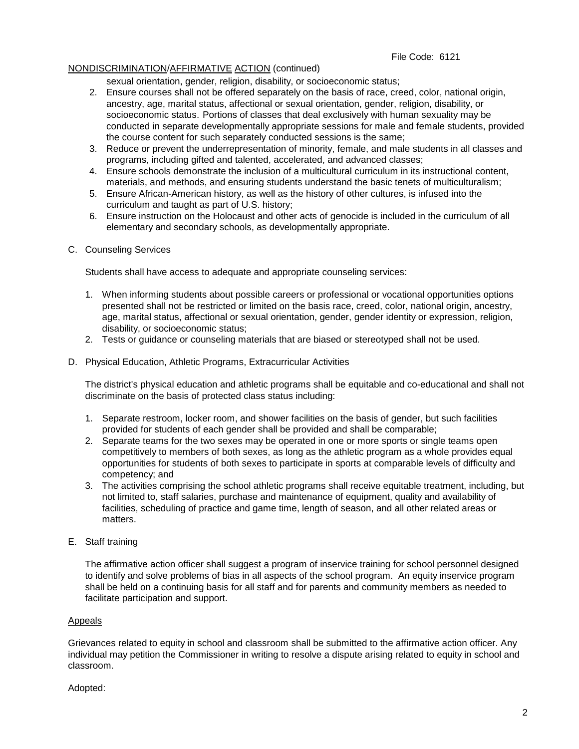NONDISCRIMINATION/AFFIRMATIVE ACTION (continued)

sexual orientation, gender, religion, disability, or socioeconomic status;

2. Ensure courses shall not be offered separately on the basis of race, creed, color, national origin, ancestry, age, marital status, affectional or sexual orientation, gender, religion, disability, or socioeconomic status. Portions of classes that deal exclusively with human sexuality may be conducted in separate developmentally appropriate sessions for male and female students, provided the course content for such separately conducted sessions is the same;
3. Reduce or prevent the underrepresentation of minority, female, and male students in all classes and programs, including gifted and talented, accelerated, and advanced classes;
4. Ensure schools demonstrate the inclusion of a multicultural curriculum in its instructional content, materials, and methods, and ensuring students understand the basic tenets of multiculturalism;
5. Ensure African-American history, as well as the history of other cultures, is infused into the curriculum and taught as part of U.S. history;
6. Ensure instruction on the Holocaust and other acts of genocide is included in the curriculum of all elementary and secondary schools, as developmentally appropriate.

C. Counseling Services

Students shall have access to adequate and appropriate counseling services:

1. When informing students about possible careers or professional or vocational opportunities options presented shall not be restricted or limited on the basis race, creed, color, national origin, ancestry, age, marital status, affectional or sexual orientation, gender, gender identity or expression, religion, disability, or socioeconomic status;
2. Tests or guidance or counseling materials that are biased or stereotyped shall not be used.

D. Physical Education, Athletic Programs, Extracurricular Activities

The district's physical education and athletic programs shall be equitable and co-educational and shall not discriminate on the basis of protected class status including:

1. Separate restroom, locker room, and shower facilities on the basis of gender, but such facilities provided for students of each gender shall be provided and shall be comparable;
2. Separate teams for the two sexes may be operated in one or more sports or single teams open competitively to members of both sexes, as long as the athletic program as a whole provides equal opportunities for students of both sexes to participate in sports at comparable levels of difficulty and competency; and
3. The activities comprising the school athletic programs shall receive equitable treatment, including, but not limited to, staff salaries, purchase and maintenance of equipment, quality and availability of facilities, scheduling of practice and game time, length of season, and all other related areas or matters.

E. Staff training

The affirmative action officer shall suggest a program of inservice training for school personnel designed to identify and solve problems of bias in all aspects of the school program. An equity inservice program shall be held on a continuing basis for all staff and for parents and community members as needed to facilitate participation and support.

Appeals

Grievances related to equity in school and classroom shall be submitted to the affirmative action officer. Any individual may petition the Commissioner in writing to resolve a dispute arising related to equity in school and classroom.

Adopted: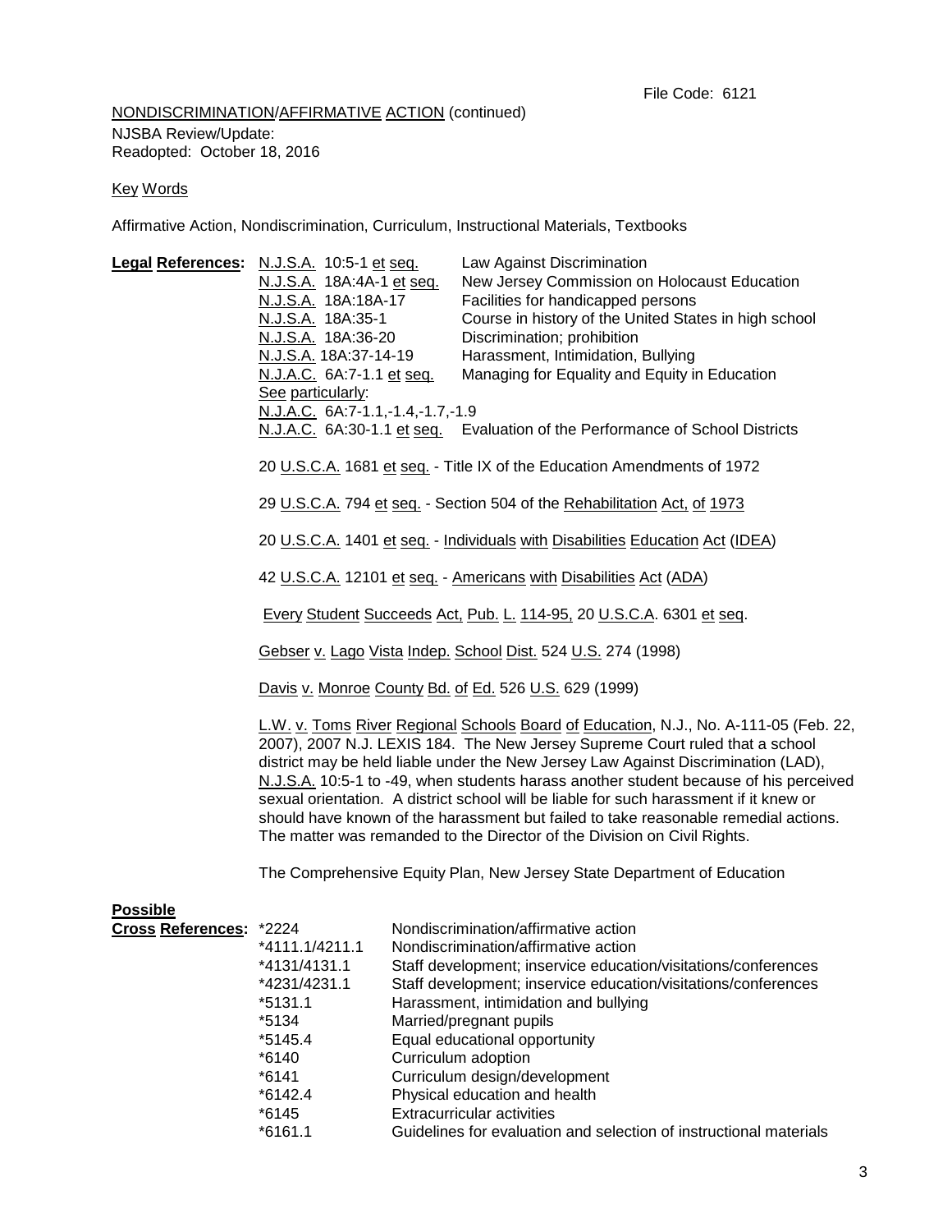File Code: 6121

NONDISCRIMINATION/AFFIRMATIVE ACTION (continued)

NJSBA Review/Update:
Readopted: October 18, 2016

Key Words

Affirmative Action, Nondiscrimination, Curriculum, Instructional Materials, Textbooks

**Legal References:**

| | |
|---|---|
| N.J.S.A. 10:5-1 et seq. | Law Against Discrimination |
| N.J.S.A. 18A:4A-1 et seq. | New Jersey Commission on Holocaust Education |
| N.J.S.A. 18A:18A-17 | Facilities for handicapped persons |
| N.J.S.A. 18A:35-1 | Course in history of the United States in high school |
| N.J.S.A. 18A:36-20 | Discrimination; prohibition |
| N.J.S.A. 18A:37-14-19 | Harassment, Intimidation, Bullying |
| N.J.A.C. 6A:7-1.1 et seq. | Managing for Equality and Equity in Education |

See particularly:
N.J.A.C. 6A:7-1.1,-1.4,-1.7,-1.9
N.J.A.C. 6A:30-1.1 et seq. Evaluation of the Performance of School Districts

20 U.S.C.A. 1681 et seq. - Title IX of the Education Amendments of 1972

29 U.S.C.A. 794 et seq. - Section 504 of the Rehabilitation Act, of 1973

20 U.S.C.A. 1401 et seq. - Individuals with Disabilities Education Act (IDEA)

42 U.S.C.A. 12101 et seq. - Americans with Disabilities Act (ADA)

Every Student Succeeds Act, Pub. L. 114-95, 20 U.S.C.A. 6301 et seq.

Gebser v. Lago Vista Indep. School Dist. 524 U.S. 274 (1998)

Davis v. Monroe County Bd. of Ed. 526 U.S. 629 (1999)

L.W. v. Toms River Regional Schools Board of Education, N.J., No. A-111-05 (Feb. 22, 2007), 2007 N.J. LEXIS 184. The New Jersey Supreme Court ruled that a school district may be held liable under the New Jersey Law Against Discrimination (LAD), N.J.S.A. 10:5-1 to -49, when students harass another student because of his perceived sexual orientation. A district school will be liable for such harassment if it knew or should have known of the harassment but failed to take reasonable remedial actions. The matter was remanded to the Director of the Division on Civil Rights.

The Comprehensive Equity Plan, New Jersey State Department of Education

**Possible Cross References:**

| | |
|---|---|
| *2224 | Nondiscrimination/affirmative action |
| *4111.1/4211.1 | Nondiscrimination/affirmative action |
| *4131/4131.1 | Staff development; inservice education/visitations/conferences |
| *4231/4231.1 | Staff development; inservice education/visitations/conferences |
| *5131.1 | Harassment, intimidation and bullying |
| *5134 | Married/pregnant pupils |
| *5145.4 | Equal educational opportunity |
| *6140 | Curriculum adoption |
| *6141 | Curriculum design/development |
| *6142.4 | Physical education and health |
| *6145 | Extracurricular activities |
| *6161.1 | Guidelines for evaluation and selection of instructional materials |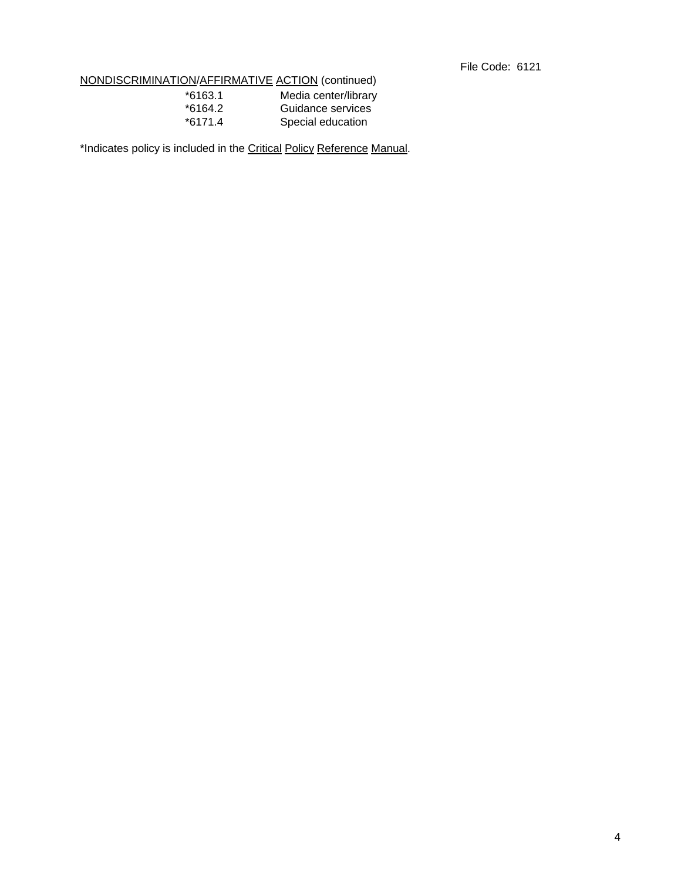NONDISCRIMINATION/AFFIRMATIVE ACTION (continued)

| | |
|---|---|
| *6163.1 | Media center/library |
| *6164.2 | Guidance services |
| *6171.4 | Special education |

*Indicates policy is included in the Critical Policy Reference Manual.